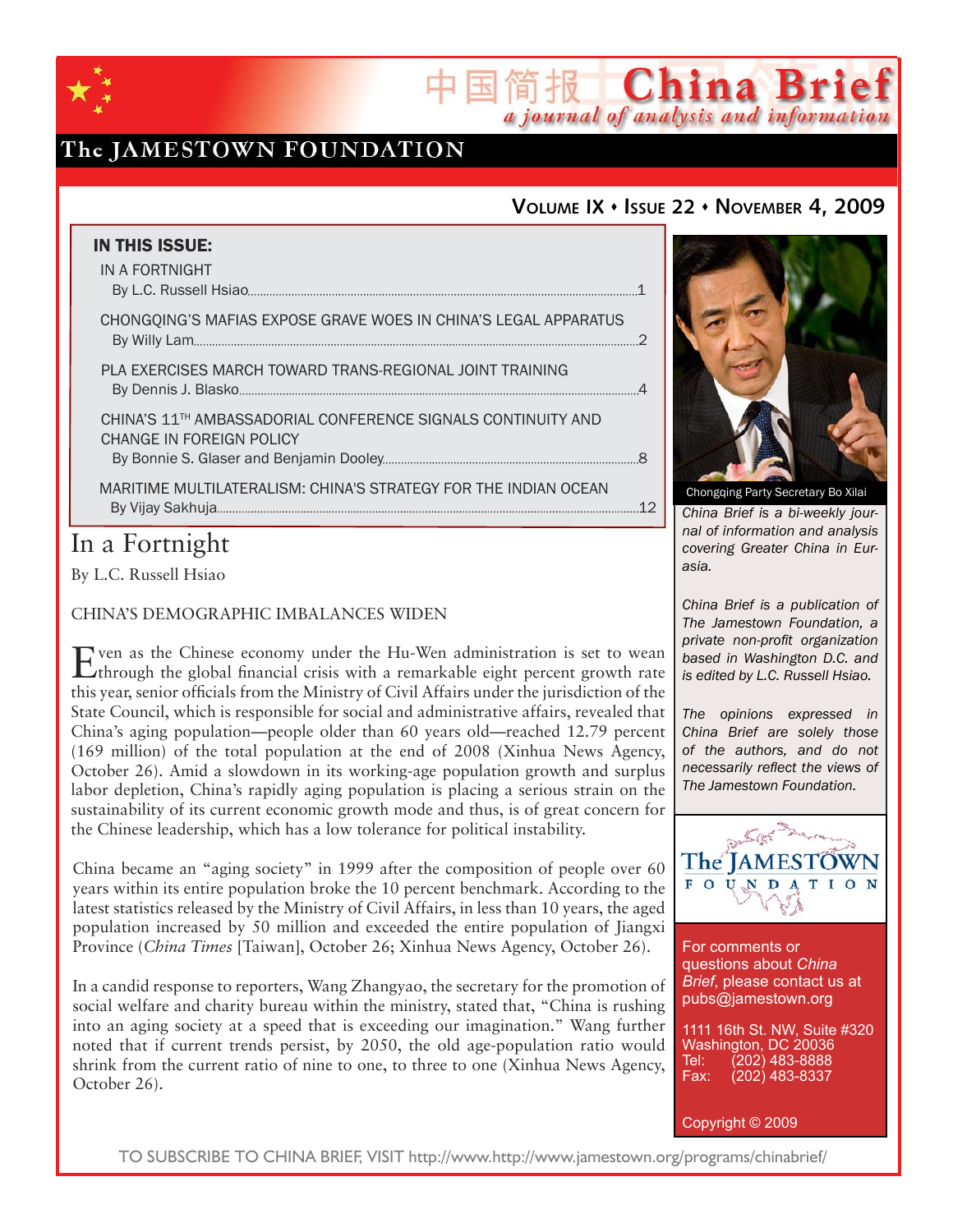# China Brief

*a journal of analysis and information*

The JAMESTOWN FOUNDATION

**VOLUME IX • ISSUE 22 • NOVEMBER 4, 2009**

**IN THIS ISSUE:**

IN A FORTNIGHT
By L.C. Russell Hsiao........1

CHONGQING'S MAFIAS EXPOSE GRAVE WOES IN CHINA'S LEGAL APPARATUS
By Willy Lam........2

PLA EXERCISES MARCH TOWARD TRANS-REGIONAL JOINT TRAINING
By Dennis J. Blasko........4

CHINA'S 11TH AMBASSADORIAL CONFERENCE SIGNALS CONTINUITY AND CHANGE IN FOREIGN POLICY
By Bonnie S. Glaser and Benjamin Dooley........8

MARITIME MULTILATERALISM: CHINA'S STRATEGY FOR THE INDIAN OCEAN
By Vijay Sakhuja........12

Chongqing Party Secretary Bo Xilai

*China Brief is a bi-weekly journal of information and analysis covering Greater China in Eurasia.*

*China Brief is a publication of The Jamestown Foundation, a private non-profit organization based in Washington D.C. and is edited by L.C. Russell Hsiao.*

*The opinions expressed in China Brief are solely those of the authors, and do not necessarily reflect the views of The Jamestown Foundation.*

For comments or questions about *China Brief*, please contact us at pubs@jamestown.org

1111 16th St. NW, Suite #320
Washington, DC 20036
Tel: (202) 483-8888
Fax: (202) 483-8337

Copyright © 2009

## In a Fortnight

By L.C. Russell Hsiao

CHINA'S DEMOGRAPHIC IMBALANCES WIDEN

Even as the Chinese economy under the Hu-Wen administration is set to wean through the global financial crisis with a remarkable eight percent growth rate this year, senior officials from the Ministry of Civil Affairs under the jurisdiction of the State Council, which is responsible for social and administrative affairs, revealed that China's aging population—people older than 60 years old—reached 12.79 percent (169 million) of the total population at the end of 2008 (Xinhua News Agency, October 26). Amid a slowdown in its working-age population growth and surplus labor depletion, China's rapidly aging population is placing a serious strain on the sustainability of its current economic growth mode and thus, is of great concern for the Chinese leadership, which has a low tolerance for political instability.

China became an "aging society" in 1999 after the composition of people over 60 years within its entire population broke the 10 percent benchmark. According to the latest statistics released by the Ministry of Civil Affairs, in less than 10 years, the aged population increased by 50 million and exceeded the entire population of Jiangxi Province (*China Times* [Taiwan], October 26; Xinhua News Agency, October 26).

In a candid response to reporters, Wang Zhangyao, the secretary for the promotion of social welfare and charity bureau within the ministry, stated that, "China is rushing into an aging society at a speed that is exceeding our imagination." Wang further noted that if current trends persist, by 2050, the old age-population ratio would shrink from the current ratio of nine to one, to three to one (Xinhua News Agency, October 26).

TO SUBSCRIBE TO CHINA BRIEF, VISIT http://www.http://www.jamestown.org/programs/chinabrief/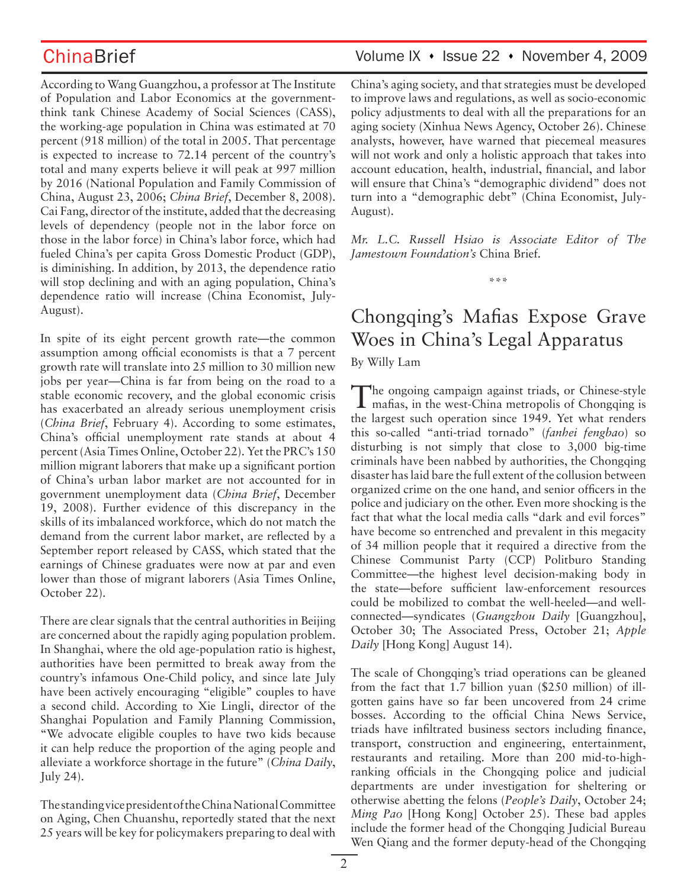According to Wang Guangzhou, a professor at The Institute of Population and Labor Economics at the government-think tank Chinese Academy of Social Sciences (CASS), the working-age population in China was estimated at 70 percent (918 million) of the total in 2005. That percentage is expected to increase to 72.14 percent of the country's total and many experts believe it will peak at 997 million by 2016 (National Population and Family Commission of China, August 23, 2006; *China Brief*, December 8, 2008). Cai Fang, director of the institute, added that the decreasing levels of dependency (people not in the labor force on those in the labor force) in China's labor force, which had fueled China's per capita Gross Domestic Product (GDP), is diminishing. In addition, by 2013, the dependence ratio will stop declining and with an aging population, China's dependence ratio will increase (China Economist, July-August).

In spite of its eight percent growth rate—the common assumption among official economists is that a 7 percent growth rate will translate into 25 million to 30 million new jobs per year—China is far from being on the road to a stable economic recovery, and the global economic crisis has exacerbated an already serious unemployment crisis (*China Brief*, February 4). According to some estimates, China's official unemployment rate stands at about 4 percent (Asia Times Online, October 22). Yet the PRC's 150 million migrant laborers that make up a significant portion of China's urban labor market are not accounted for in government unemployment data (*China Brief*, December 19, 2008). Further evidence of this discrepancy in the skills of its imbalanced workforce, which do not match the demand from the current labor market, are reflected by a September report released by CASS, which stated that the earnings of Chinese graduates were now at par and even lower than those of migrant laborers (Asia Times Online, October 22).

There are clear signals that the central authorities in Beijing are concerned about the rapidly aging population problem. In Shanghai, where the old age-population ratio is highest, authorities have been permitted to break away from the country's infamous One-Child policy, and since late July have been actively encouraging "eligible" couples to have a second child. According to Xie Lingli, director of the Shanghai Population and Family Planning Commission, "We advocate eligible couples to have two kids because it can help reduce the proportion of the aging people and alleviate a workforce shortage in the future" (*China Daily*, July 24).

The standing vice president of the China National Committee on Aging, Chen Chuanshu, reportedly stated that the next 25 years will be key for policymakers preparing to deal with China's aging society, and that strategies must be developed to improve laws and regulations, as well as socio-economic policy adjustments to deal with all the preparations for an aging society (Xinhua News Agency, October 26). Chinese analysts, however, have warned that piecemeal measures will not work and only a holistic approach that takes into account education, health, industrial, financial, and labor will ensure that China's "demographic dividend" does not turn into a "demographic debt" (China Economist, July-August).

*Mr. L.C. Russell Hsiao is Associate Editor of The Jamestown Foundation's* China Brief.

\*\*\*

# Chongqing's Mafias Expose Grave Woes in China's Legal Apparatus

By Willy Lam

The ongoing campaign against triads, or Chinese-style mafias, in the west-China metropolis of Chongqing is the largest such operation since 1949. Yet what renders this so-called "anti-triad tornado" (*fanhei fengbao*) so disturbing is not simply that close to 3,000 big-time criminals have been nabbed by authorities, the Chongqing disaster has laid bare the full extent of the collusion between organized crime on the one hand, and senior officers in the police and judiciary on the other. Even more shocking is the fact that what the local media calls "dark and evil forces" have become so entrenched and prevalent in this megacity of 34 million people that it required a directive from the Chinese Communist Party (CCP) Politburo Standing Committee—the highest level decision-making body in the state—before sufficient law-enforcement resources could be mobilized to combat the well-heeled—and well-connected—syndicates (*Guangzhou Daily* [Guangzhou], October 30; The Associated Press, October 21; *Apple Daily* [Hong Kong] August 14).

The scale of Chongqing's triad operations can be gleaned from the fact that 1.7 billion yuan ($250 million) of ill-gotten gains have so far been uncovered from 24 crime bosses. According to the official China News Service, triads have infiltrated business sectors including finance, transport, construction and engineering, entertainment, restaurants and retailing. More than 200 mid-to-high-ranking officials in the Chongqing police and judicial departments are under investigation for sheltering or otherwise abetting the felons (*People's Daily*, October 24; *Ming Pao* [Hong Kong] October 25). These bad apples include the former head of the Chongqing Judicial Bureau Wen Qiang and the former deputy-head of the Chongqing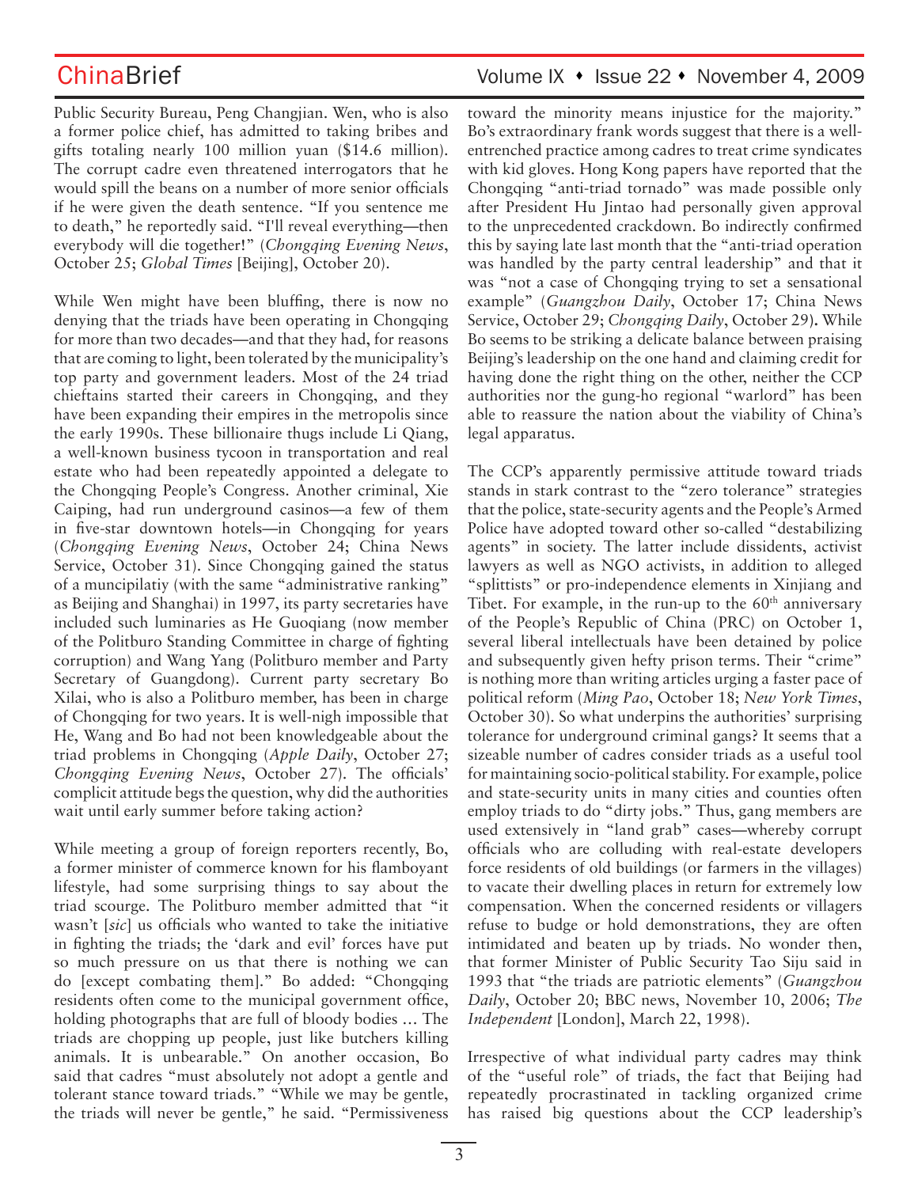Public Security Bureau, Peng Changjian. Wen, who is also a former police chief, has admitted to taking bribes and gifts totaling nearly 100 million yuan ($14.6 million). The corrupt cadre even threatened interrogators that he would spill the beans on a number of more senior officials if he were given the death sentence. "If you sentence me to death," he reportedly said. "I'll reveal everything—then everybody will die together!" (*Chongqing Evening News*, October 25; *Global Times* [Beijing], October 20).

While Wen might have been bluffing, there is now no denying that the triads have been operating in Chongqing for more than two decades—and that they had, for reasons that are coming to light, been tolerated by the municipality's top party and government leaders. Most of the 24 triad chieftains started their careers in Chongqing, and they have been expanding their empires in the metropolis since the early 1990s. These billionaire thugs include Li Qiang, a well-known business tycoon in transportation and real estate who had been repeatedly appointed a delegate to the Chongqing People's Congress. Another criminal, Xie Caiping, had run underground casinos—a few of them in five-star downtown hotels—in Chongqing for years (*Chongqing Evening News*, October 24; China News Service, October 31). Since Chongqing gained the status of a muncipilatiy (with the same "administrative ranking" as Beijing and Shanghai) in 1997, its party secretaries have included such luminaries as He Guoqiang (now member of the Politburo Standing Committee in charge of fighting corruption) and Wang Yang (Politburo member and Party Secretary of Guangdong). Current party secretary Bo Xilai, who is also a Politburo member, has been in charge of Chongqing for two years. It is well-nigh impossible that He, Wang and Bo had not been knowledgeable about the triad problems in Chongqing (*Apple Daily*, October 27; *Chongqing Evening News*, October 27). The officials' complicit attitude begs the question, why did the authorities wait until early summer before taking action?

While meeting a group of foreign reporters recently, Bo, a former minister of commerce known for his flamboyant lifestyle, had some surprising things to say about the triad scourge. The Politburo member admitted that "it wasn't [*sic*] us officials who wanted to take the initiative in fighting the triads; the 'dark and evil' forces have put so much pressure on us that there is nothing we can do [except combating them]." Bo added: "Chongqing residents often come to the municipal government office, holding photographs that are full of bloody bodies … The triads are chopping up people, just like butchers killing animals. It is unbearable." On another occasion, Bo said that cadres "must absolutely not adopt a gentle and tolerant stance toward triads." "While we may be gentle, the triads will never be gentle," he said. "Permissiveness toward the minority means injustice for the majority." Bo's extraordinary frank words suggest that there is a well-entrenched practice among cadres to treat crime syndicates with kid gloves. Hong Kong papers have reported that the Chongqing "anti-triad tornado" was made possible only after President Hu Jintao had personally given approval to the unprecedented crackdown. Bo indirectly confirmed this by saying late last month that the "anti-triad operation was handled by the party central leadership" and that it was "not a case of Chongqing trying to set a sensational example" (*Guangzhou Daily*, October 17; China News Service, October 29; *Chongqing Daily*, October 29). While Bo seems to be striking a delicate balance between praising Beijing's leadership on the one hand and claiming credit for having done the right thing on the other, neither the CCP authorities nor the gung-ho regional "warlord" has been able to reassure the nation about the viability of China's legal apparatus.

The CCP's apparently permissive attitude toward triads stands in stark contrast to the "zero tolerance" strategies that the police, state-security agents and the People's Armed Police have adopted toward other so-called "destabilizing agents" in society. The latter include dissidents, activist lawyers as well as NGO activists, in addition to alleged "splittists" or pro-independence elements in Xinjiang and Tibet. For example, in the run-up to the 60th anniversary of the People's Republic of China (PRC) on October 1, several liberal intellectuals have been detained by police and subsequently given hefty prison terms. Their "crime" is nothing more than writing articles urging a faster pace of political reform (*Ming Pao*, October 18; *New York Times*, October 30). So what underpins the authorities' surprising tolerance for underground criminal gangs? It seems that a sizeable number of cadres consider triads as a useful tool for maintaining socio-political stability. For example, police and state-security units in many cities and counties often employ triads to do "dirty jobs." Thus, gang members are used extensively in "land grab" cases—whereby corrupt officials who are colluding with real-estate developers force residents of old buildings (or farmers in the villages) to vacate their dwelling places in return for extremely low compensation. When the concerned residents or villagers refuse to budge or hold demonstrations, they are often intimidated and beaten up by triads. No wonder then, that former Minister of Public Security Tao Siju said in 1993 that "the triads are patriotic elements" (*Guangzhou Daily*, October 20; BBC news, November 10, 2006; *The Independent* [London], March 22, 1998).

Irrespective of what individual party cadres may think of the "useful role" of triads, the fact that Beijing had repeatedly procrastinated in tackling organized crime has raised big questions about the CCP leadership's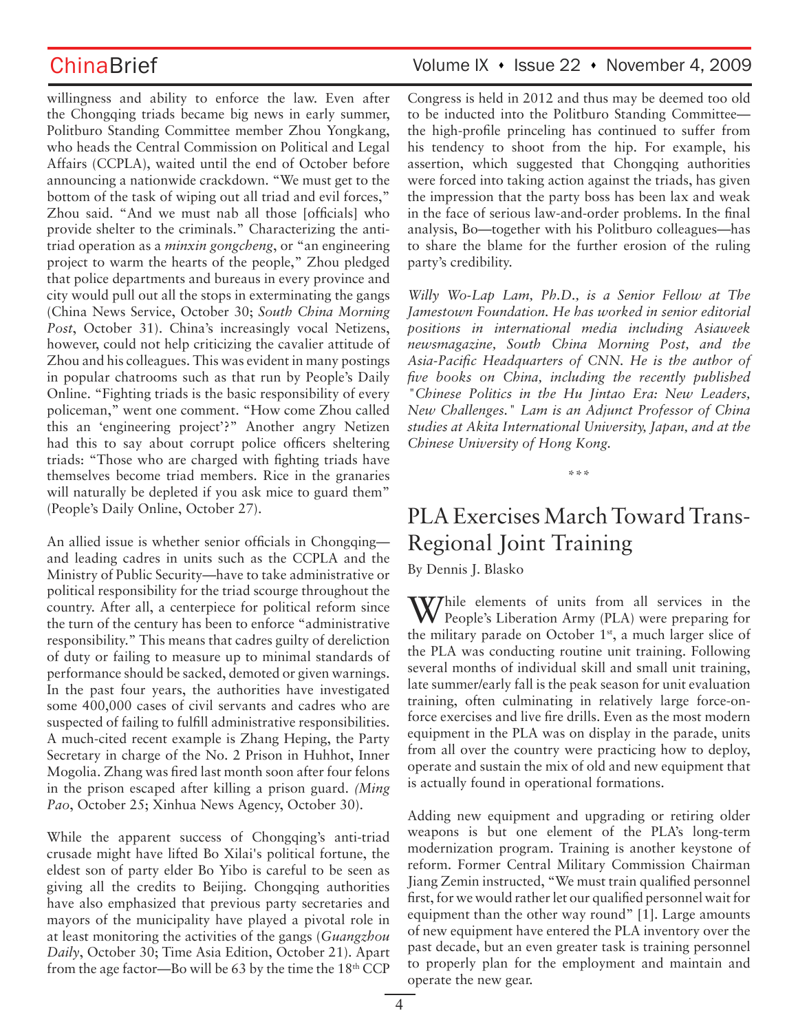willingness and ability to enforce the law. Even after the Chongqing triads became big news in early summer, Politburo Standing Committee member Zhou Yongkang, who heads the Central Commission on Political and Legal Affairs (CCPLA), waited until the end of October before announcing a nationwide crackdown. "We must get to the bottom of the task of wiping out all triad and evil forces," Zhou said. "And we must nab all those [officials] who provide shelter to the criminals." Characterizing the anti-triad operation as a *minxin gongcheng*, or "an engineering project to warm the hearts of the people," Zhou pledged that police departments and bureaus in every province and city would pull out all the stops in exterminating the gangs (China News Service, October 30; *South China Morning Post*, October 31). China's increasingly vocal Netizens, however, could not help criticizing the cavalier attitude of Zhou and his colleagues. This was evident in many postings in popular chatrooms such as that run by People's Daily Online. "Fighting triads is the basic responsibility of every policeman," went one comment. "How come Zhou called this an 'engineering project'?" Another angry Netizen had this to say about corrupt police officers sheltering triads: "Those who are charged with fighting triads have themselves become triad members. Rice in the granaries will naturally be depleted if you ask mice to guard them" (People's Daily Online, October 27).

An allied issue is whether senior officials in Chongqing—and leading cadres in units such as the CCPLA and the Ministry of Public Security—have to take administrative or political responsibility for the triad scourge throughout the country. After all, a centerpiece for political reform since the turn of the century has been to enforce "administrative responsibility." This means that cadres guilty of dereliction of duty or failing to measure up to minimal standards of performance should be sacked, demoted or given warnings. In the past four years, the authorities have investigated some 400,000 cases of civil servants and cadres who are suspected of failing to fulfill administrative responsibilities. A much-cited recent example is Zhang Heping, the Party Secretary in charge of the No. 2 Prison in Huhhot, Inner Mogolia. Zhang was fired last month soon after four felons in the prison escaped after killing a prison guard. *(Ming Pao*, October 25; Xinhua News Agency, October 30).

While the apparent success of Chongqing's anti-triad crusade might have lifted Bo Xilai's political fortune, the eldest son of party elder Bo Yibo is careful to be seen as giving all the credits to Beijing. Chongqing authorities have also emphasized that previous party secretaries and mayors of the municipality have played a pivotal role in at least monitoring the activities of the gangs (*Guangzhou Daily*, October 30; Time Asia Edition, October 21). Apart from the age factor—Bo will be 63 by the time the 18th CCP Congress is held in 2012 and thus may be deemed too old to be inducted into the Politburo Standing Committee—the high-profile princeling has continued to suffer from his tendency to shoot from the hip. For example, his assertion, which suggested that Chongqing authorities were forced into taking action against the triads, has given the impression that the party boss has been lax and weak in the face of serious law-and-order problems. In the final analysis, Bo—together with his Politburo colleagues—has to share the blame for the further erosion of the ruling party's credibility.

*Willy Wo-Lap Lam, Ph.D., is a Senior Fellow at The Jamestown Foundation. He has worked in senior editorial positions in international media including Asiaweek newsmagazine, South China Morning Post, and the Asia-Pacific Headquarters of CNN. He is the author of five books on China, including the recently published "Chinese Politics in the Hu Jintao Era: New Leaders, New Challenges." Lam is an Adjunct Professor of China studies at Akita International University, Japan, and at the Chinese University of Hong Kong.*

\*\*\*

# PLA Exercises March Toward Trans-Regional Joint Training

By Dennis J. Blasko

While elements of units from all services in the People's Liberation Army (PLA) were preparing for the military parade on October 1st, a much larger slice of the PLA was conducting routine unit training. Following several months of individual skill and small unit training, late summer/early fall is the peak season for unit evaluation training, often culminating in relatively large force-on-force exercises and live fire drills. Even as the most modern equipment in the PLA was on display in the parade, units from all over the country were practicing how to deploy, operate and sustain the mix of old and new equipment that is actually found in operational formations.

Adding new equipment and upgrading or retiring older weapons is but one element of the PLA's long-term modernization program. Training is another keystone of reform. Former Central Military Commission Chairman Jiang Zemin instructed, "We must train qualified personnel first, for we would rather let our qualified personnel wait for equipment than the other way round" [1]. Large amounts of new equipment have entered the PLA inventory over the past decade, but an even greater task is training personnel to properly plan for the employment and maintain and operate the new gear.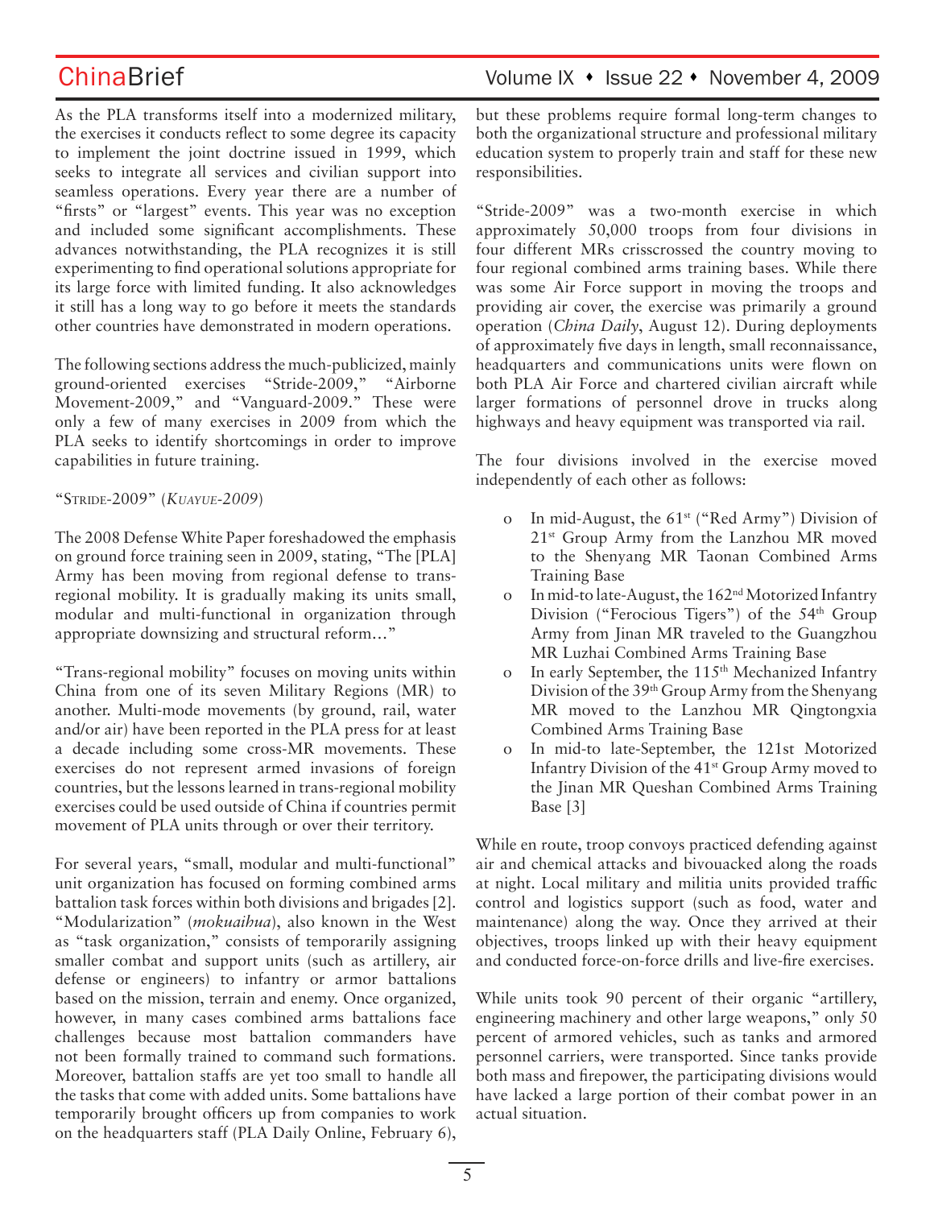As the PLA transforms itself into a modernized military, the exercises it conducts reflect to some degree its capacity to implement the joint doctrine issued in 1999, which seeks to integrate all services and civilian support into seamless operations. Every year there are a number of "firsts" or "largest" events. This year was no exception and included some significant accomplishments. These advances notwithstanding, the PLA recognizes it is still experimenting to find operational solutions appropriate for its large force with limited funding. It also acknowledges it still has a long way to go before it meets the standards other countries have demonstrated in modern operations.

The following sections address the much-publicized, mainly ground-oriented exercises "Stride-2009," "Airborne Movement-2009," and "Vanguard-2009." These were only a few of many exercises in 2009 from which the PLA seeks to identify shortcomings in order to improve capabilities in future training.

### "Stride-2009" (*Kuayue-2009*)

The 2008 Defense White Paper foreshadowed the emphasis on ground force training seen in 2009, stating, "The [PLA] Army has been moving from regional defense to trans-regional mobility. It is gradually making its units small, modular and multi-functional in organization through appropriate downsizing and structural reform…"

"Trans-regional mobility" focuses on moving units within China from one of its seven Military Regions (MR) to another. Multi-mode movements (by ground, rail, water and/or air) have been reported in the PLA press for at least a decade including some cross-MR movements. These exercises do not represent armed invasions of foreign countries, but the lessons learned in trans-regional mobility exercises could be used outside of China if countries permit movement of PLA units through or over their territory.

For several years, "small, modular and multi-functional" unit organization has focused on forming combined arms battalion task forces within both divisions and brigades [2]. "Modularization" (*mokuaihua*), also known in the West as "task organization," consists of temporarily assigning smaller combat and support units (such as artillery, air defense or engineers) to infantry or armor battalions based on the mission, terrain and enemy. Once organized, however, in many cases combined arms battalions face challenges because most battalion commanders have not been formally trained to command such formations. Moreover, battalion staffs are yet too small to handle all the tasks that come with added units. Some battalions have temporarily brought officers up from companies to work on the headquarters staff (PLA Daily Online, February 6), but these problems require formal long-term changes to both the organizational structure and professional military education system to properly train and staff for these new responsibilities.

"Stride-2009" was a two-month exercise in which approximately 50,000 troops from four divisions in four different MRs crisscrossed the country moving to four regional combined arms training bases. While there was some Air Force support in moving the troops and providing air cover, the exercise was primarily a ground operation (*China Daily*, August 12). During deployments of approximately five days in length, small reconnaissance, headquarters and communications units were flown on both PLA Air Force and chartered civilian aircraft while larger formations of personnel drove in trucks along highways and heavy equipment was transported via rail.

The four divisions involved in the exercise moved independently of each other as follows:

- In mid-August, the 61st ("Red Army") Division of 21st Group Army from the Lanzhou MR moved to the Shenyang MR Taonan Combined Arms Training Base
- In mid-to late-August, the 162nd Motorized Infantry Division ("Ferocious Tigers") of the 54th Group Army from Jinan MR traveled to the Guangzhou MR Luzhai Combined Arms Training Base
- In early September, the 115th Mechanized Infantry Division of the 39th Group Army from the Shenyang MR moved to the Lanzhou MR Qingtongxia Combined Arms Training Base
- In mid-to late-September, the 121st Motorized Infantry Division of the 41st Group Army moved to the Jinan MR Queshan Combined Arms Training Base [3]

While en route, troop convoys practiced defending against air and chemical attacks and bivouacked along the roads at night. Local military and militia units provided traffic control and logistics support (such as food, water and maintenance) along the way. Once they arrived at their objectives, troops linked up with their heavy equipment and conducted force-on-force drills and live-fire exercises.

While units took 90 percent of their organic "artillery, engineering machinery and other large weapons," only 50 percent of armored vehicles, such as tanks and armored personnel carriers, were transported. Since tanks provide both mass and firepower, the participating divisions would have lacked a large portion of their combat power in an actual situation.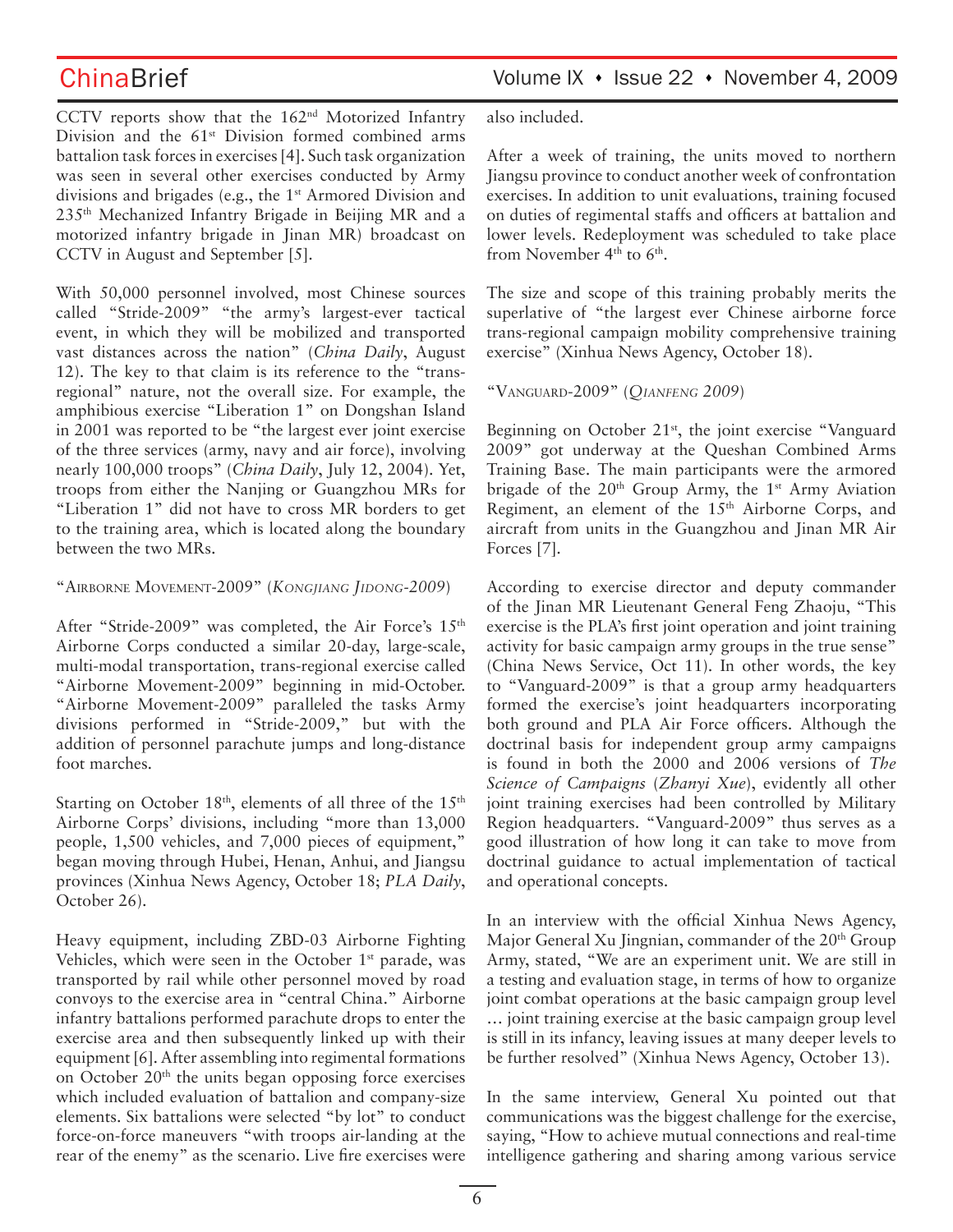CCTV reports show that the 162nd Motorized Infantry Division and the 61st Division formed combined arms battalion task forces in exercises [4]. Such task organization was seen in several other exercises conducted by Army divisions and brigades (e.g., the 1st Armored Division and 235th Mechanized Infantry Brigade in Beijing MR and a motorized infantry brigade in Jinan MR) broadcast on CCTV in August and September [5].

With 50,000 personnel involved, most Chinese sources called "Stride-2009" "the army's largest-ever tactical event, in which they will be mobilized and transported vast distances across the nation" (*China Daily*, August 12). The key to that claim is its reference to the "trans-regional" nature, not the overall size. For example, the amphibious exercise "Liberation 1" on Dongshan Island in 2001 was reported to be "the largest ever joint exercise of the three services (army, navy and air force), involving nearly 100,000 troops" (*China Daily*, July 12, 2004). Yet, troops from either the Nanjing or Guangzhou MRs for "Liberation 1" did not have to cross MR borders to get to the training area, which is located along the boundary between the two MRs.

### "Airborne Movement-2009" (*Kongjiang Jidong-2009*)

After "Stride-2009" was completed, the Air Force's 15th Airborne Corps conducted a similar 20-day, large-scale, multi-modal transportation, trans-regional exercise called "Airborne Movement-2009" beginning in mid-October. "Airborne Movement-2009" paralleled the tasks Army divisions performed in "Stride-2009," but with the addition of personnel parachute jumps and long-distance foot marches.

Starting on October 18th, elements of all three of the 15th Airborne Corps' divisions, including "more than 13,000 people, 1,500 vehicles, and 7,000 pieces of equipment," began moving through Hubei, Henan, Anhui, and Jiangsu provinces (Xinhua News Agency, October 18; *PLA Daily*, October 26).

Heavy equipment, including ZBD-03 Airborne Fighting Vehicles, which were seen in the October 1st parade, was transported by rail while other personnel moved by road convoys to the exercise area in "central China." Airborne infantry battalions performed parachute drops to enter the exercise area and then subsequently linked up with their equipment [6]. After assembling into regimental formations on October 20th the units began opposing force exercises which included evaluation of battalion and company-size elements. Six battalions were selected "by lot" to conduct force-on-force maneuvers "with troops air-landing at the rear of the enemy" as the scenario. Live fire exercises were also included.

After a week of training, the units moved to northern Jiangsu province to conduct another week of confrontation exercises. In addition to unit evaluations, training focused on duties of regimental staffs and officers at battalion and lower levels. Redeployment was scheduled to take place from November 4th to 6th.

The size and scope of this training probably merits the superlative of "the largest ever Chinese airborne force trans-regional campaign mobility comprehensive training exercise" (Xinhua News Agency, October 18).

### "Vanguard-2009" (*Qianfeng 2009*)

Beginning on October 21st, the joint exercise "Vanguard 2009" got underway at the Queshan Combined Arms Training Base. The main participants were the armored brigade of the 20th Group Army, the 1st Army Aviation Regiment, an element of the 15th Airborne Corps, and aircraft from units in the Guangzhou and Jinan MR Air Forces [7].

According to exercise director and deputy commander of the Jinan MR Lieutenant General Feng Zhaoju, "This exercise is the PLA's first joint operation and joint training activity for basic campaign army groups in the true sense" (China News Service, Oct 11). In other words, the key to "Vanguard-2009" is that a group army headquarters formed the exercise's joint headquarters incorporating both ground and PLA Air Force officers. Although the doctrinal basis for independent group army campaigns is found in both the 2000 and 2006 versions of *The Science of Campaigns* (*Zhanyi Xue*), evidently all other joint training exercises had been controlled by Military Region headquarters. "Vanguard-2009" thus serves as a good illustration of how long it can take to move from doctrinal guidance to actual implementation of tactical and operational concepts.

In an interview with the official Xinhua News Agency, Major General Xu Jingnian, commander of the 20th Group Army, stated, "We are an experiment unit. We are still in a testing and evaluation stage, in terms of how to organize joint combat operations at the basic campaign group level … joint training exercise at the basic campaign group level is still in its infancy, leaving issues at many deeper levels to be further resolved" (Xinhua News Agency, October 13).

In the same interview, General Xu pointed out that communications was the biggest challenge for the exercise, saying, "How to achieve mutual connections and real-time intelligence gathering and sharing among various service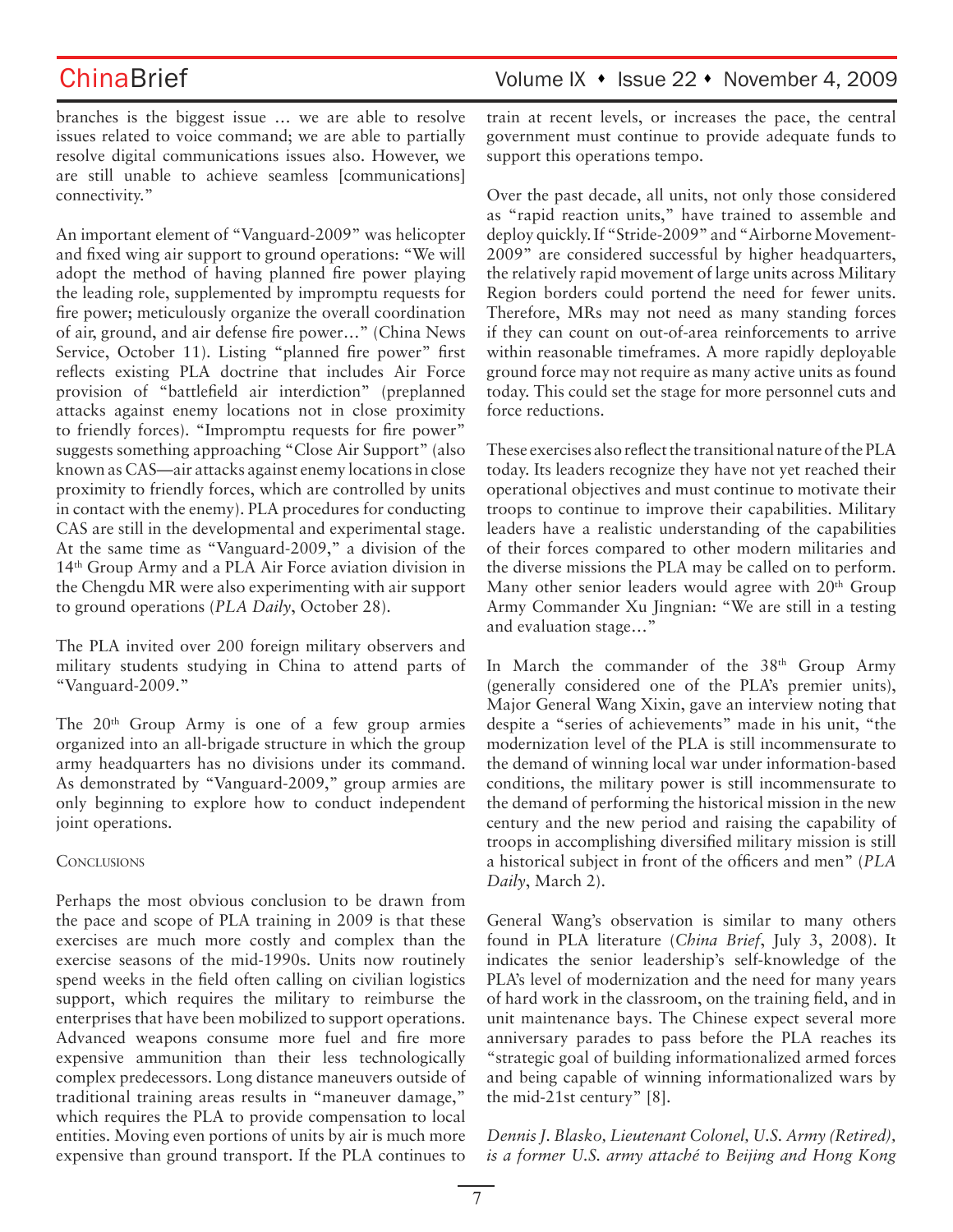branches is the biggest issue … we are able to resolve issues related to voice command; we are able to partially resolve digital communications issues also. However, we are still unable to achieve seamless [communications] connectivity."

An important element of "Vanguard-2009" was helicopter and fixed wing air support to ground operations: "We will adopt the method of having planned fire power playing the leading role, supplemented by impromptu requests for fire power; meticulously organize the overall coordination of air, ground, and air defense fire power…" (China News Service, October 11). Listing "planned fire power" first reflects existing PLA doctrine that includes Air Force provision of "battlefield air interdiction" (preplanned attacks against enemy locations not in close proximity to friendly forces). "Impromptu requests for fire power" suggests something approaching "Close Air Support" (also known as CAS—air attacks against enemy locations in close proximity to friendly forces, which are controlled by units in contact with the enemy). PLA procedures for conducting CAS are still in the developmental and experimental stage. At the same time as "Vanguard-2009," a division of the 14th Group Army and a PLA Air Force aviation division in the Chengdu MR were also experimenting with air support to ground operations (*PLA Daily*, October 28).

The PLA invited over 200 foreign military observers and military students studying in China to attend parts of "Vanguard-2009."

The 20th Group Army is one of a few group armies organized into an all-brigade structure in which the group army headquarters has no divisions under its command. As demonstrated by "Vanguard-2009," group armies are only beginning to explore how to conduct independent joint operations.

## Conclusions

Perhaps the most obvious conclusion to be drawn from the pace and scope of PLA training in 2009 is that these exercises are much more costly and complex than the exercise seasons of the mid-1990s. Units now routinely spend weeks in the field often calling on civilian logistics support, which requires the military to reimburse the enterprises that have been mobilized to support operations. Advanced weapons consume more fuel and fire more expensive ammunition than their less technologically complex predecessors. Long distance maneuvers outside of traditional training areas results in "maneuver damage," which requires the PLA to provide compensation to local entities. Moving even portions of units by air is much more expensive than ground transport. If the PLA continues to train at recent levels, or increases the pace, the central government must continue to provide adequate funds to support this operations tempo.

Over the past decade, all units, not only those considered as "rapid reaction units," have trained to assemble and deploy quickly. If "Stride-2009" and "Airborne Movement-2009" are considered successful by higher headquarters, the relatively rapid movement of large units across Military Region borders could portend the need for fewer units. Therefore, MRs may not need as many standing forces if they can count on out-of-area reinforcements to arrive within reasonable timeframes. A more rapidly deployable ground force may not require as many active units as found today. This could set the stage for more personnel cuts and force reductions.

These exercises also reflect the transitional nature of the PLA today. Its leaders recognize they have not yet reached their operational objectives and must continue to motivate their troops to continue to improve their capabilities. Military leaders have a realistic understanding of the capabilities of their forces compared to other modern militaries and the diverse missions the PLA may be called on to perform. Many other senior leaders would agree with 20th Group Army Commander Xu Jingnian: "We are still in a testing and evaluation stage…"

In March the commander of the 38th Group Army (generally considered one of the PLA's premier units), Major General Wang Xixin, gave an interview noting that despite a "series of achievements" made in his unit, "the modernization level of the PLA is still incommensurate to the demand of winning local war under information-based conditions, the military power is still incommensurate to the demand of performing the historical mission in the new century and the new period and raising the capability of troops in accomplishing diversified military mission is still a historical subject in front of the officers and men" (*PLA Daily*, March 2).

General Wang's observation is similar to many others found in PLA literature (*China Brief*, July 3, 2008). It indicates the senior leadership's self-knowledge of the PLA's level of modernization and the need for many years of hard work in the classroom, on the training field, and in unit maintenance bays. The Chinese expect several more anniversary parades to pass before the PLA reaches its "strategic goal of building informationalized armed forces and being capable of winning informationalized wars by the mid-21st century" [8].

*Dennis J. Blasko, Lieutenant Colonel, U.S. Army (Retired), is a former U.S. army attaché to Beijing and Hong Kong*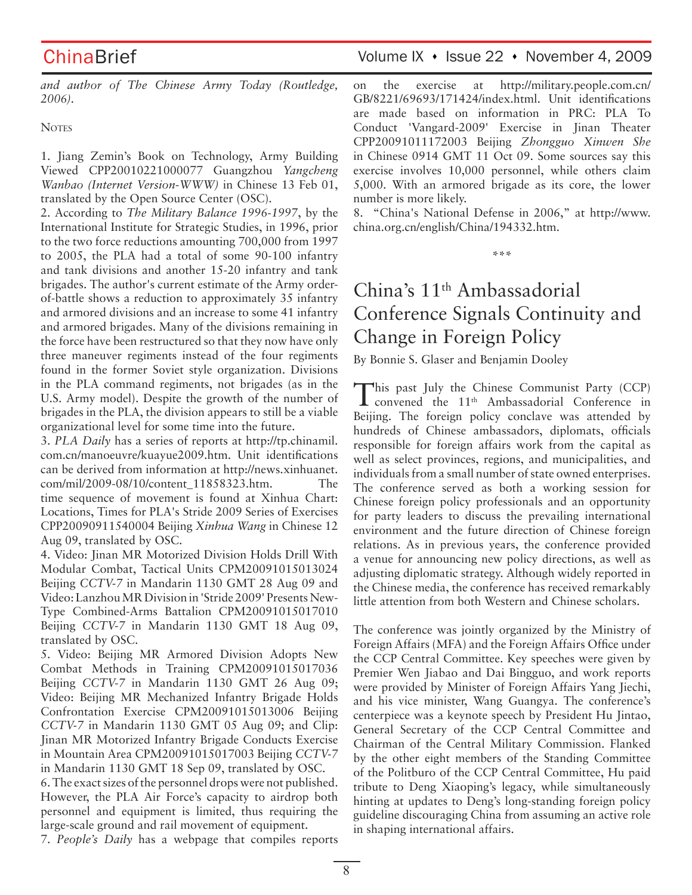*and author of The Chinese Army Today (Routledge, 2006).*

Notes

1. Jiang Zemin's Book on Technology, Army Building Viewed CPP20010221000077 Guangzhou *Yangcheng Wanbao (Internet Version-WWW)* in Chinese 13 Feb 01, translated by the Open Source Center (OSC).
2. According to *The Military Balance 1996-1997*, by the International Institute for Strategic Studies, in 1996, prior to the two force reductions amounting 700,000 from 1997 to 2005, the PLA had a total of some 90-100 infantry and tank divisions and another 15-20 infantry and tank brigades. The author's current estimate of the Army order-of-battle shows a reduction to approximately 35 infantry and armored divisions and an increase to some 41 infantry and armored brigades. Many of the divisions remaining in the force have been restructured so that they now have only three maneuver regiments instead of the four regiments found in the former Soviet style organization. Divisions in the PLA command regiments, not brigades (as in the U.S. Army model). Despite the growth of the number of brigades in the PLA, the division appears to still be a viable organizational level for some time into the future.
3. *PLA Daily* has a series of reports at http://tp.chinamil.com.cn/manoeuvre/kuayue2009.htm. Unit identifications can be derived from information at http://news.xinhuanet.com/mil/2009-08/10/content_11858323.htm. The time sequence of movement is found at Xinhua Chart: Locations, Times for PLA's Stride 2009 Series of Exercises CPP20090911540004 Beijing *Xinhua Wang* in Chinese 12 Aug 09, translated by OSC.
4. Video: Jinan MR Motorized Division Holds Drill With Modular Combat, Tactical Units CPM20091015013024 Beijing *CCTV-7* in Mandarin 1130 GMT 28 Aug 09 and Video: Lanzhou MR Division in 'Stride 2009' Presents New-Type Combined-Arms Battalion CPM20091015017010 Beijing *CCTV-7* in Mandarin 1130 GMT 18 Aug 09, translated by OSC.
5. Video: Beijing MR Armored Division Adopts New Combat Methods in Training CPM20091015017036 Beijing *CCTV-7* in Mandarin 1130 GMT 26 Aug 09; Video: Beijing MR Mechanized Infantry Brigade Holds Confrontation Exercise CPM20091015013006 Beijing *CCTV-7* in Mandarin 1130 GMT 05 Aug 09; and Clip: Jinan MR Motorized Infantry Brigade Conducts Exercise in Mountain Area CPM20091015017003 Beijing *CCTV-7* in Mandarin 1130 GMT 18 Sep 09, translated by OSC.
6. The exact sizes of the personnel drops were not published. However, the PLA Air Force's capacity to airdrop both personnel and equipment is limited, thus requiring the large-scale ground and rail movement of equipment.
7. *People's Daily* has a webpage that compiles reports on the exercise at http://military.people.com.cn/GB/8221/69693/171424/index.html. Unit identifications are made based on information in PRC: PLA To Conduct 'Vangard-2009' Exercise in Jinan Theater CPP20091011172003 Beijing *Zhongguo Xinwen She* in Chinese 0914 GMT 11 Oct 09. Some sources say this exercise involves 10,000 personnel, while others claim 5,000. With an armored brigade as its core, the lower number is more likely.
8. "China's National Defense in 2006," at http://www.china.org.cn/english/China/194332.htm.

\*\*\*

# China's 11th Ambassadorial Conference Signals Continuity and Change in Foreign Policy

By Bonnie S. Glaser and Benjamin Dooley

This past July the Chinese Communist Party (CCP) convened the 11th Ambassadorial Conference in Beijing. The foreign policy conclave was attended by hundreds of Chinese ambassadors, diplomats, officials responsible for foreign affairs work from the capital as well as select provinces, regions, and municipalities, and individuals from a small number of state owned enterprises. The conference served as both a working session for Chinese foreign policy professionals and an opportunity for party leaders to discuss the prevailing international environment and the future direction of Chinese foreign relations. As in previous years, the conference provided a venue for announcing new policy directions, as well as adjusting diplomatic strategy. Although widely reported in the Chinese media, the conference has received remarkably little attention from both Western and Chinese scholars.

The conference was jointly organized by the Ministry of Foreign Affairs (MFA) and the Foreign Affairs Office under the CCP Central Committee. Key speeches were given by Premier Wen Jiabao and Dai Bingguo, and work reports were provided by Minister of Foreign Affairs Yang Jiechi, and his vice minister, Wang Guangya. The conference's centerpiece was a keynote speech by President Hu Jintao, General Secretary of the CCP Central Committee and Chairman of the Central Military Commission. Flanked by the other eight members of the Standing Committee of the Politburo of the CCP Central Committee, Hu paid tribute to Deng Xiaoping's legacy, while simultaneously hinting at updates to Deng's long-standing foreign policy guideline discouraging China from assuming an active role in shaping international affairs.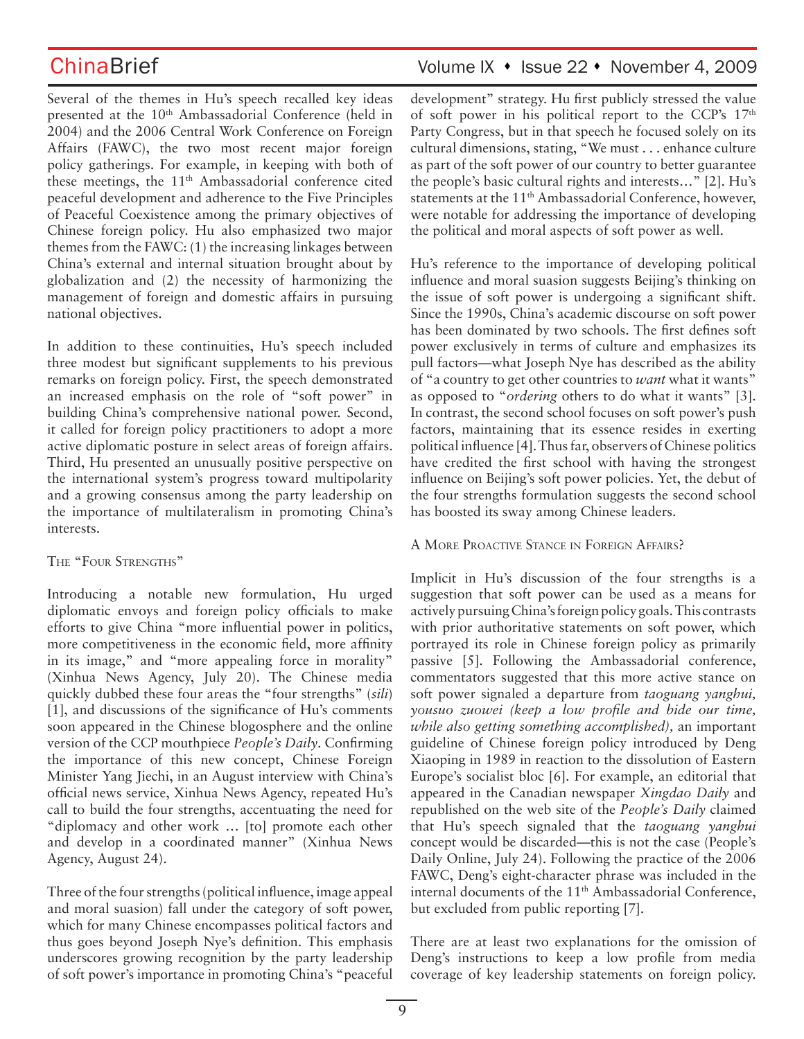Several of the themes in Hu's speech recalled key ideas presented at the 10th Ambassadorial Conference (held in 2004) and the 2006 Central Work Conference on Foreign Affairs (FAWC), the two most recent major foreign policy gatherings. For example, in keeping with both of these meetings, the 11th Ambassadorial conference cited peaceful development and adherence to the Five Principles of Peaceful Coexistence among the primary objectives of Chinese foreign policy. Hu also emphasized two major themes from the FAWC: (1) the increasing linkages between China's external and internal situation brought about by globalization and (2) the necessity of harmonizing the management of foreign and domestic affairs in pursuing national objectives.

In addition to these continuities, Hu's speech included three modest but significant supplements to his previous remarks on foreign policy. First, the speech demonstrated an increased emphasis on the role of "soft power" in building China's comprehensive national power. Second, it called for foreign policy practitioners to adopt a more active diplomatic posture in select areas of foreign affairs. Third, Hu presented an unusually positive perspective on the international system's progress toward multipolarity and a growing consensus among the party leadership on the importance of multilateralism in promoting China's interests.

### The "Four Strengths"

Introducing a notable new formulation, Hu urged diplomatic envoys and foreign policy officials to make efforts to give China "more influential power in politics, more competitiveness in the economic field, more affinity in its image," and "more appealing force in morality" (Xinhua News Agency, July 20). The Chinese media quickly dubbed these four areas the "four strengths" (*sili*) [1], and discussions of the significance of Hu's comments soon appeared in the Chinese blogosphere and the online version of the CCP mouthpiece *People's Daily*. Confirming the importance of this new concept, Chinese Foreign Minister Yang Jiechi, in an August interview with China's official news service, Xinhua News Agency, repeated Hu's call to build the four strengths, accentuating the need for "diplomacy and other work … [to] promote each other and develop in a coordinated manner" (Xinhua News Agency, August 24).

Three of the four strengths (political influence, image appeal and moral suasion) fall under the category of soft power, which for many Chinese encompasses political factors and thus goes beyond Joseph Nye's definition. This emphasis underscores growing recognition by the party leadership of soft power's importance in promoting China's "peaceful development" strategy. Hu first publicly stressed the value of soft power in his political report to the CCP's 17th Party Congress, but in that speech he focused solely on its cultural dimensions, stating, "We must . . . enhance culture as part of the soft power of our country to better guarantee the people's basic cultural rights and interests…" [2]. Hu's statements at the 11th Ambassadorial Conference, however, were notable for addressing the importance of developing the political and moral aspects of soft power as well.

Hu's reference to the importance of developing political influence and moral suasion suggests Beijing's thinking on the issue of soft power is undergoing a significant shift. Since the 1990s, China's academic discourse on soft power has been dominated by two schools. The first defines soft power exclusively in terms of culture and emphasizes its pull factors—what Joseph Nye has described as the ability of "a country to get other countries to *want* what it wants" as opposed to "*ordering* others to do what it wants" [3]. In contrast, the second school focuses on soft power's push factors, maintaining that its essence resides in exerting political influence [4]. Thus far, observers of Chinese politics have credited the first school with having the strongest influence on Beijing's soft power policies. Yet, the debut of the four strengths formulation suggests the second school has boosted its sway among Chinese leaders.

### A More Proactive Stance in Foreign Affairs?

Implicit in Hu's discussion of the four strengths is a suggestion that soft power can be used as a means for actively pursuing China's foreign policy goals. This contrasts with prior authoritative statements on soft power, which portrayed its role in Chinese foreign policy as primarily passive [5]. Following the Ambassadorial conference, commentators suggested that this more active stance on soft power signaled a departure from *taoguang yanghui, yousuo zuowei (keep a low profile and bide our time, while also getting something accomplished)*, an important guideline of Chinese foreign policy introduced by Deng Xiaoping in 1989 in reaction to the dissolution of Eastern Europe's socialist bloc [6]. For example, an editorial that appeared in the Canadian newspaper *Xingdao Daily* and republished on the web site of the *People's Daily* claimed that Hu's speech signaled that the *taoguang yanghui* concept would be discarded—this is not the case (People's Daily Online, July 24). Following the practice of the 2006 FAWC, Deng's eight-character phrase was included in the internal documents of the 11th Ambassadorial Conference, but excluded from public reporting [7].

There are at least two explanations for the omission of Deng's instructions to keep a low profile from media coverage of key leadership statements on foreign policy.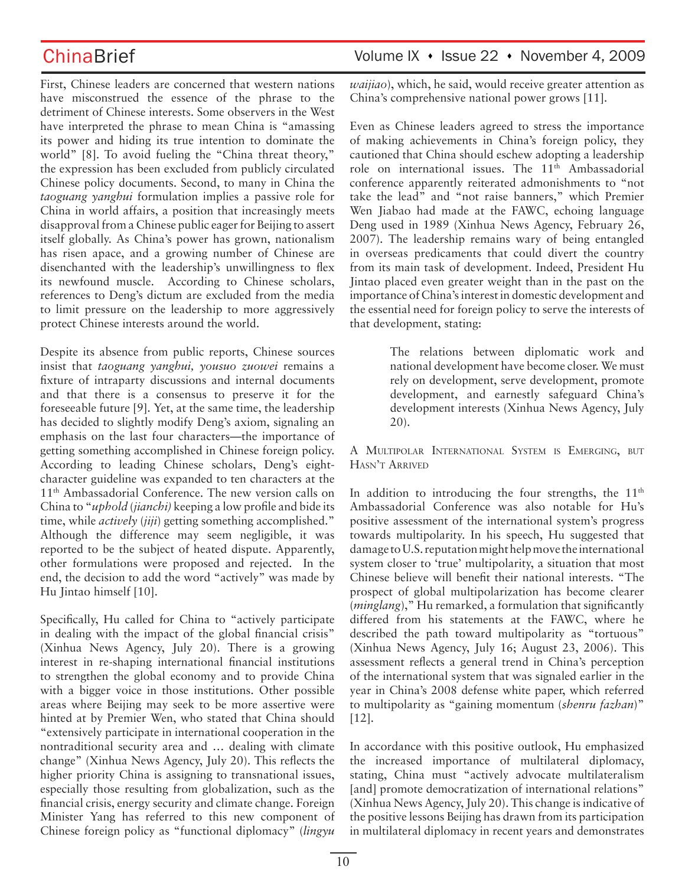First, Chinese leaders are concerned that western nations have misconstrued the essence of the phrase to the detriment of Chinese interests. Some observers in the West have interpreted the phrase to mean China is "amassing its power and hiding its true intention to dominate the world" [8]. To avoid fueling the "China threat theory," the expression has been excluded from publicly circulated Chinese policy documents. Second, to many in China the *taoguang yanghui* formulation implies a passive role for China in world affairs, a position that increasingly meets disapproval from a Chinese public eager for Beijing to assert itself globally. As China's power has grown, nationalism has risen apace, and a growing number of Chinese are disenchanted with the leadership's unwillingness to flex its newfound muscle. According to Chinese scholars, references to Deng's dictum are excluded from the media to limit pressure on the leadership to more aggressively protect Chinese interests around the world.

Despite its absence from public reports, Chinese sources insist that *taoguang yanghui, yousuo zuowei* remains a fixture of intraparty discussions and internal documents and that there is a consensus to preserve it for the foreseeable future [9]. Yet, at the same time, the leadership has decided to slightly modify Deng's axiom, signaling an emphasis on the last four characters—the importance of getting something accomplished in Chinese foreign policy. According to leading Chinese scholars, Deng's eight-character guideline was expanded to ten characters at the 11th Ambassadorial Conference. The new version calls on China to "*uphold* (*jianchi*) keeping a low profile and bide its time, while *actively* (*jiji*) getting something accomplished." Although the difference may seem negligible, it was reported to be the subject of heated dispute. Apparently, other formulations were proposed and rejected. In the end, the decision to add the word "actively" was made by Hu Jintao himself [10].

Specifically, Hu called for China to "actively participate in dealing with the impact of the global financial crisis" (Xinhua News Agency, July 20). There is a growing interest in re-shaping international financial institutions to strengthen the global economy and to provide China with a bigger voice in those institutions. Other possible areas where Beijing may seek to be more assertive were hinted at by Premier Wen, who stated that China should "extensively participate in international cooperation in the nontraditional security area and … dealing with climate change" (Xinhua News Agency, July 20). This reflects the higher priority China is assigning to transnational issues, especially those resulting from globalization, such as the financial crisis, energy security and climate change. Foreign Minister Yang has referred to this new component of Chinese foreign policy as "functional diplomacy" (*lingyu waijiao*), which, he said, would receive greater attention as China's comprehensive national power grows [11].

Even as Chinese leaders agreed to stress the importance of making achievements in China's foreign policy, they cautioned that China should eschew adopting a leadership role on international issues. The 11th Ambassadorial conference apparently reiterated admonishments to "not take the lead" and "not raise banners," which Premier Wen Jiabao had made at the FAWC, echoing language Deng used in 1989 (Xinhua News Agency, February 26, 2007). The leadership remains wary of being entangled in overseas predicaments that could divert the country from its main task of development. Indeed, President Hu Jintao placed even greater weight than in the past on the importance of China's interest in domestic development and the essential need for foreign policy to serve the interests of that development, stating:

> The relations between diplomatic work and national development have become closer. We must rely on development, serve development, promote development, and earnestly safeguard China's development interests (Xinhua News Agency, July 20).

### A Multipolar International System is Emerging, but Hasn't Arrived

In addition to introducing the four strengths, the 11th Ambassadorial Conference was also notable for Hu's positive assessment of the international system's progress towards multipolarity. In his speech, Hu suggested that damage to U.S. reputation might help move the international system closer to 'true' multipolarity, a situation that most Chinese believe will benefit their national interests. "The prospect of global multipolarization has become clearer (*minglang*)," Hu remarked, a formulation that significantly differed from his statements at the FAWC, where he described the path toward multipolarity as "tortuous" (Xinhua News Agency, July 16; August 23, 2006). This assessment reflects a general trend in China's perception of the international system that was signaled earlier in the year in China's 2008 defense white paper, which referred to multipolarity as "gaining momentum (*shenru fazhan*)" [12].

In accordance with this positive outlook, Hu emphasized the increased importance of multilateral diplomacy, stating, China must "actively advocate multilateralism [and] promote democratization of international relations" (Xinhua News Agency, July 20). This change is indicative of the positive lessons Beijing has drawn from its participation in multilateral diplomacy in recent years and demonstrates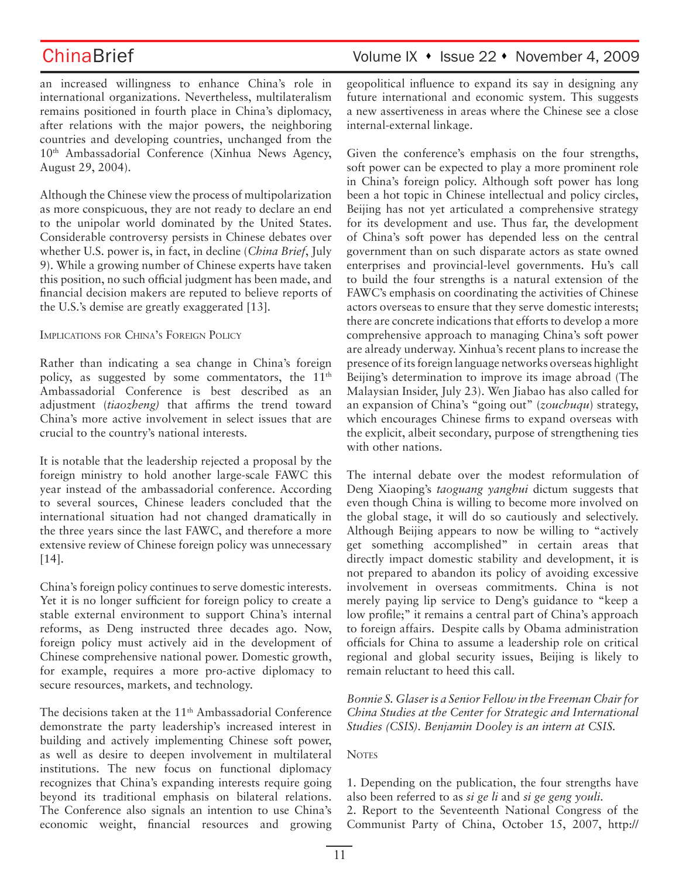an increased willingness to enhance China's role in international organizations. Nevertheless, multilateralism remains positioned in fourth place in China's diplomacy, after relations with the major powers, the neighboring countries and developing countries, unchanged from the 10th Ambassadorial Conference (Xinhua News Agency, August 29, 2004).

Although the Chinese view the process of multipolarization as more conspicuous, they are not ready to declare an end to the unipolar world dominated by the United States. Considerable controversy persists in Chinese debates over whether U.S. power is, in fact, in decline (*China Brief*, July 9). While a growing number of Chinese experts have taken this position, no such official judgment has been made, and financial decision makers are reputed to believe reports of the U.S.'s demise are greatly exaggerated [13].

## Implications for China's Foreign Policy

Rather than indicating a sea change in China's foreign policy, as suggested by some commentators, the 11th Ambassadorial Conference is best described as an adjustment (*tiaozheng*) that affirms the trend toward China's more active involvement in select issues that are crucial to the country's national interests.

It is notable that the leadership rejected a proposal by the foreign ministry to hold another large-scale FAWC this year instead of the ambassadorial conference. According to several sources, Chinese leaders concluded that the international situation had not changed dramatically in the three years since the last FAWC, and therefore a more extensive review of Chinese foreign policy was unnecessary [14].

China's foreign policy continues to serve domestic interests. Yet it is no longer sufficient for foreign policy to create a stable external environment to support China's internal reforms, as Deng instructed three decades ago. Now, foreign policy must actively aid in the development of Chinese comprehensive national power. Domestic growth, for example, requires a more pro-active diplomacy to secure resources, markets, and technology.

The decisions taken at the 11th Ambassadorial Conference demonstrate the party leadership's increased interest in building and actively implementing Chinese soft power, as well as desire to deepen involvement in multilateral institutions. The new focus on functional diplomacy recognizes that China's expanding interests require going beyond its traditional emphasis on bilateral relations. The Conference also signals an intention to use China's economic weight, financial resources and growing geopolitical influence to expand its say in designing any future international and economic system. This suggests a new assertiveness in areas where the Chinese see a close internal-external linkage.

Given the conference's emphasis on the four strengths, soft power can be expected to play a more prominent role in China's foreign policy. Although soft power has long been a hot topic in Chinese intellectual and policy circles, Beijing has not yet articulated a comprehensive strategy for its development and use. Thus far, the development of China's soft power has depended less on the central government than on such disparate actors as state owned enterprises and provincial-level governments. Hu's call to build the four strengths is a natural extension of the FAWC's emphasis on coordinating the activities of Chinese actors overseas to ensure that they serve domestic interests; there are concrete indications that efforts to develop a more comprehensive approach to managing China's soft power are already underway. Xinhua's recent plans to increase the presence of its foreign language networks overseas highlight Beijing's determination to improve its image abroad (The Malaysian Insider, July 23). Wen Jiabao has also called for an expansion of China's "going out" (*zouchuqu*) strategy, which encourages Chinese firms to expand overseas with the explicit, albeit secondary, purpose of strengthening ties with other nations.

The internal debate over the modest reformulation of Deng Xiaoping's *taoguang yanghui* dictum suggests that even though China is willing to become more involved on the global stage, it will do so cautiously and selectively. Although Beijing appears to now be willing to "actively get something accomplished" in certain areas that directly impact domestic stability and development, it is not prepared to abandon its policy of avoiding excessive involvement in overseas commitments. China is not merely paying lip service to Deng's guidance to "keep a low profile;" it remains a central part of China's approach to foreign affairs. Despite calls by Obama administration officials for China to assume a leadership role on critical regional and global security issues, Beijing is likely to remain reluctant to heed this call.

*Bonnie S. Glaser is a Senior Fellow in the Freeman Chair for China Studies at the Center for Strategic and International Studies (CSIS). Benjamin Dooley is an intern at CSIS.*

## Notes

1. Depending on the publication, the four strengths have also been referred to as *si ge li* and *si ge geng youli*.
2. Report to the Seventeenth National Congress of the Communist Party of China, October 15, 2007, http://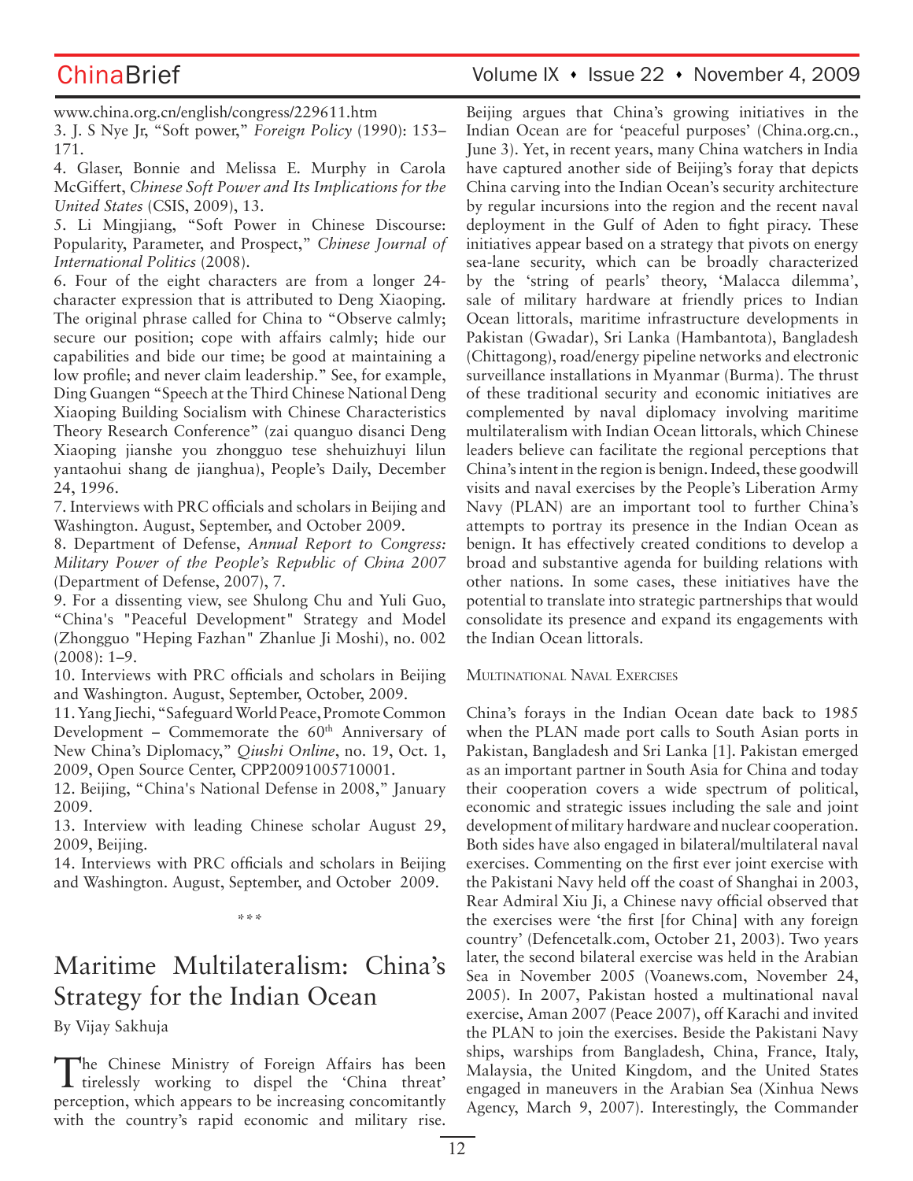www.china.org.cn/english/congress/229611.htm

3. J. S Nye Jr, "Soft power," *Foreign Policy* (1990): 153–171.

4. Glaser, Bonnie and Melissa E. Murphy in Carola McGiffert, *Chinese Soft Power and Its Implications for the United States* (CSIS, 2009), 13.

5. Li Mingjiang, "Soft Power in Chinese Discourse: Popularity, Parameter, and Prospect," *Chinese Journal of International Politics* (2008).

6. Four of the eight characters are from a longer 24-character expression that is attributed to Deng Xiaoping. The original phrase called for China to "Observe calmly; secure our position; cope with affairs calmly; hide our capabilities and bide our time; be good at maintaining a low profile; and never claim leadership." See, for example, Ding Guangen "Speech at the Third Chinese National Deng Xiaoping Building Socialism with Chinese Characteristics Theory Research Conference" (zai quanguo disanci Deng Xiaoping jianshe you zhongguo tese shehuizhuyi lilun yantaohui shang de jianghua), People's Daily, December 24, 1996.

7. Interviews with PRC officials and scholars in Beijing and Washington. August, September, and October 2009.

8. Department of Defense, *Annual Report to Congress: Military Power of the People's Republic of China 2007* (Department of Defense, 2007), 7.

9. For a dissenting view, see Shulong Chu and Yuli Guo, "China's "Peaceful Development" Strategy and Model (Zhongguo "Heping Fazhan" Zhanlue Ji Moshi), no. 002 (2008): 1–9.

10. Interviews with PRC officials and scholars in Beijing and Washington. August, September, October, 2009.

11. Yang Jiechi, "Safeguard World Peace, Promote Common Development – Commemorate the 60th Anniversary of New China's Diplomacy," *Qiushi Online*, no. 19, Oct. 1, 2009, Open Source Center, CPP20091005710001.

12. Beijing, "China's National Defense in 2008," January 2009.

13. Interview with leading Chinese scholar August 29, 2009, Beijing.

14. Interviews with PRC officials and scholars in Beijing and Washington. August, September, and October 2009.

\*\*\*

# Maritime Multilateralism: China's Strategy for the Indian Ocean

By Vijay Sakhuja

The Chinese Ministry of Foreign Affairs has been tirelessly working to dispel the 'China threat' perception, which appears to be increasing concomitantly with the country's rapid economic and military rise. Beijing argues that China's growing initiatives in the Indian Ocean are for 'peaceful purposes' (China.org.cn., June 3). Yet, in recent years, many China watchers in India have captured another side of Beijing's foray that depicts China carving into the Indian Ocean's security architecture by regular incursions into the region and the recent naval deployment in the Gulf of Aden to fight piracy. These initiatives appear based on a strategy that pivots on energy sea-lane security, which can be broadly characterized by the 'string of pearls' theory, 'Malacca dilemma', sale of military hardware at friendly prices to Indian Ocean littorals, maritime infrastructure developments in Pakistan (Gwadar), Sri Lanka (Hambantota), Bangladesh (Chittagong), road/energy pipeline networks and electronic surveillance installations in Myanmar (Burma). The thrust of these traditional security and economic initiatives are complemented by naval diplomacy involving maritime multilateralism with Indian Ocean littorals, which Chinese leaders believe can facilitate the regional perceptions that China's intent in the region is benign. Indeed, these goodwill visits and naval exercises by the People's Liberation Army Navy (PLAN) are an important tool to further China's attempts to portray its presence in the Indian Ocean as benign. It has effectively created conditions to develop a broad and substantive agenda for building relations with other nations. In some cases, these initiatives have the potential to translate into strategic partnerships that would consolidate its presence and expand its engagements with the Indian Ocean littorals.

## Multinational Naval Exercises

China's forays in the Indian Ocean date back to 1985 when the PLAN made port calls to South Asian ports in Pakistan, Bangladesh and Sri Lanka [1]. Pakistan emerged as an important partner in South Asia for China and today their cooperation covers a wide spectrum of political, economic and strategic issues including the sale and joint development of military hardware and nuclear cooperation. Both sides have also engaged in bilateral/multilateral naval exercises. Commenting on the first ever joint exercise with the Pakistani Navy held off the coast of Shanghai in 2003, Rear Admiral Xiu Ji, a Chinese navy official observed that the exercises were 'the first [for China] with any foreign country' (Defencetalk.com, October 21, 2003). Two years later, the second bilateral exercise was held in the Arabian Sea in November 2005 (Voanews.com, November 24, 2005). In 2007, Pakistan hosted a multinational naval exercise, Aman 2007 (Peace 2007), off Karachi and invited the PLAN to join the exercises. Beside the Pakistani Navy ships, warships from Bangladesh, China, France, Italy, Malaysia, the United Kingdom, and the United States engaged in maneuvers in the Arabian Sea (Xinhua News Agency, March 9, 2007). Interestingly, the Commander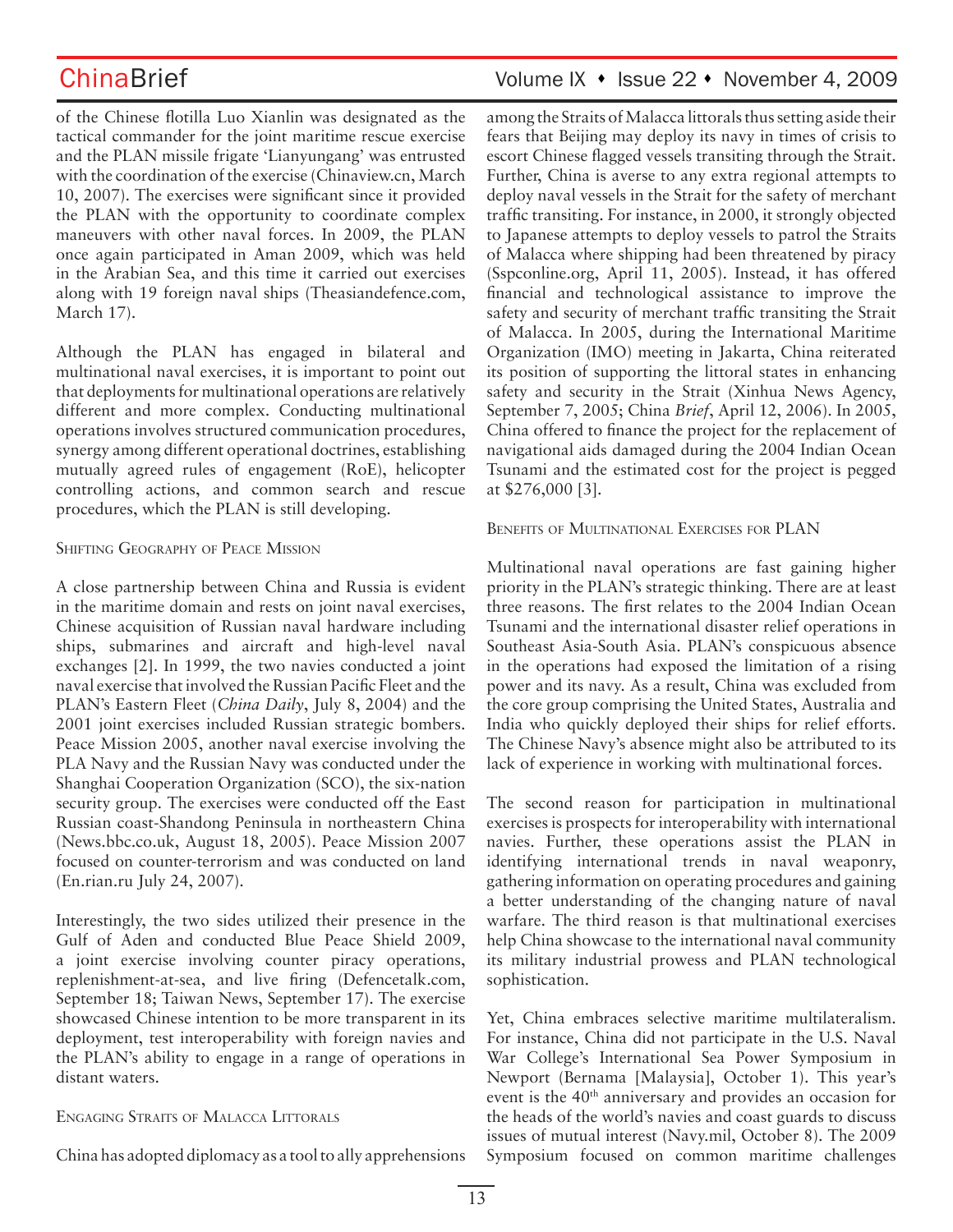of the Chinese flotilla Luo Xianlin was designated as the tactical commander for the joint maritime rescue exercise and the PLAN missile frigate 'Lianyungang' was entrusted with the coordination of the exercise (Chinaview.cn, March 10, 2007). The exercises were significant since it provided the PLAN with the opportunity to coordinate complex maneuvers with other naval forces. In 2009, the PLAN once again participated in Aman 2009, which was held in the Arabian Sea, and this time it carried out exercises along with 19 foreign naval ships (Theasiandefence.com, March 17).

Although the PLAN has engaged in bilateral and multinational naval exercises, it is important to point out that deployments for multinational operations are relatively different and more complex. Conducting multinational operations involves structured communication procedures, synergy among different operational doctrines, establishing mutually agreed rules of engagement (RoE), helicopter controlling actions, and common search and rescue procedures, which the PLAN is still developing.

### Shifting Geography of Peace Mission

A close partnership between China and Russia is evident in the maritime domain and rests on joint naval exercises, Chinese acquisition of Russian naval hardware including ships, submarines and aircraft and high-level naval exchanges [2]. In 1999, the two navies conducted a joint naval exercise that involved the Russian Pacific Fleet and the PLAN's Eastern Fleet (*China Daily*, July 8, 2004) and the 2001 joint exercises included Russian strategic bombers. Peace Mission 2005, another naval exercise involving the PLA Navy and the Russian Navy was conducted under the Shanghai Cooperation Organization (SCO), the six-nation security group. The exercises were conducted off the East Russian coast-Shandong Peninsula in northeastern China (News.bbc.co.uk, August 18, 2005). Peace Mission 2007 focused on counter-terrorism and was conducted on land (En.rian.ru July 24, 2007).

Interestingly, the two sides utilized their presence in the Gulf of Aden and conducted Blue Peace Shield 2009, a joint exercise involving counter piracy operations, replenishment-at-sea, and live firing (Defencetalk.com, September 18; Taiwan News, September 17). The exercise showcased Chinese intention to be more transparent in its deployment, test interoperability with foreign navies and the PLAN's ability to engage in a range of operations in distant waters.

### Engaging Straits of Malacca Littorals

China has adopted diplomacy as a tool to ally apprehensions among the Straits of Malacca littorals thus setting aside their fears that Beijing may deploy its navy in times of crisis to escort Chinese flagged vessels transiting through the Strait. Further, China is averse to any extra regional attempts to deploy naval vessels in the Strait for the safety of merchant traffic transiting. For instance, in 2000, it strongly objected to Japanese attempts to deploy vessels to patrol the Straits of Malacca where shipping had been threatened by piracy (Sspconline.org, April 11, 2005). Instead, it has offered financial and technological assistance to improve the safety and security of merchant traffic transiting the Strait of Malacca. In 2005, during the International Maritime Organization (IMO) meeting in Jakarta, China reiterated its position of supporting the littoral states in enhancing safety and security in the Strait (Xinhua News Agency, September 7, 2005; China *Brief*, April 12, 2006). In 2005, China offered to finance the project for the replacement of navigational aids damaged during the 2004 Indian Ocean Tsunami and the estimated cost for the project is pegged at $276,000 [3].

### Benefits of Multinational Exercises for PLAN

Multinational naval operations are fast gaining higher priority in the PLAN's strategic thinking. There are at least three reasons. The first relates to the 2004 Indian Ocean Tsunami and the international disaster relief operations in Southeast Asia-South Asia. PLAN's conspicuous absence in the operations had exposed the limitation of a rising power and its navy. As a result, China was excluded from the core group comprising the United States, Australia and India who quickly deployed their ships for relief efforts. The Chinese Navy's absence might also be attributed to its lack of experience in working with multinational forces.

The second reason for participation in multinational exercises is prospects for interoperability with international navies. Further, these operations assist the PLAN in identifying international trends in naval weaponry, gathering information on operating procedures and gaining a better understanding of the changing nature of naval warfare. The third reason is that multinational exercises help China showcase to the international naval community its military industrial prowess and PLAN technological sophistication.

Yet, China embraces selective maritime multilateralism. For instance, China did not participate in the U.S. Naval War College's International Sea Power Symposium in Newport (Bernama [Malaysia], October 1). This year's event is the 40th anniversary and provides an occasion for the heads of the world's navies and coast guards to discuss issues of mutual interest (Navy.mil, October 8). The 2009 Symposium focused on common maritime challenges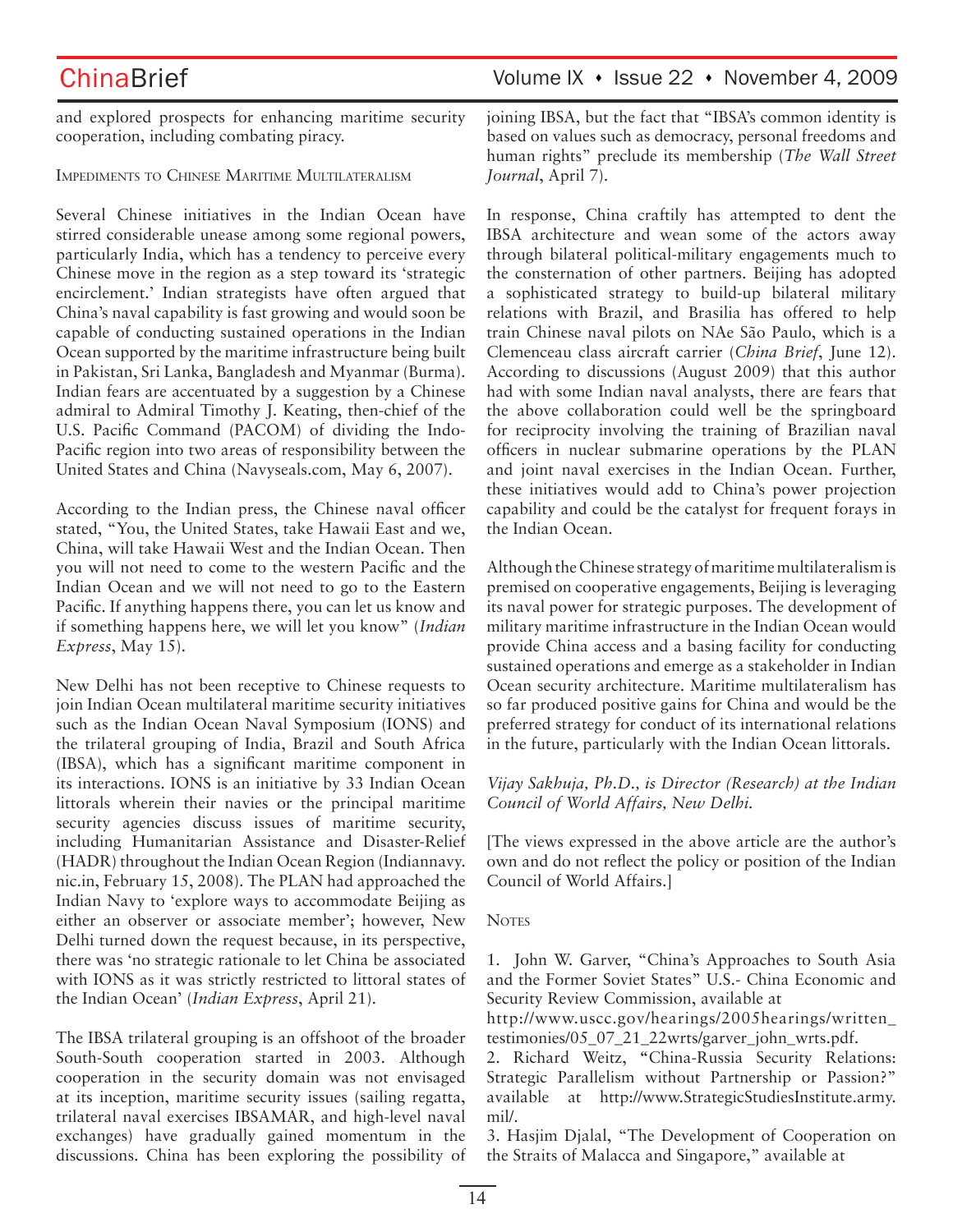and explored prospects for enhancing maritime security cooperation, including combating piracy.

### Impediments to Chinese Maritime Multilateralism

Several Chinese initiatives in the Indian Ocean have stirred considerable unease among some regional powers, particularly India, which has a tendency to perceive every Chinese move in the region as a step toward its 'strategic encirclement.' Indian strategists have often argued that China's naval capability is fast growing and would soon be capable of conducting sustained operations in the Indian Ocean supported by the maritime infrastructure being built in Pakistan, Sri Lanka, Bangladesh and Myanmar (Burma). Indian fears are accentuated by a suggestion by a Chinese admiral to Admiral Timothy J. Keating, then-chief of the U.S. Pacific Command (PACOM) of dividing the Indo-Pacific region into two areas of responsibility between the United States and China (Navyseals.com, May 6, 2007).

According to the Indian press, the Chinese naval officer stated, "You, the United States, take Hawaii East and we, China, will take Hawaii West and the Indian Ocean. Then you will not need to come to the western Pacific and the Indian Ocean and we will not need to go to the Eastern Pacific. If anything happens there, you can let us know and if something happens here, we will let you know" (*Indian Express*, May 15).

New Delhi has not been receptive to Chinese requests to join Indian Ocean multilateral maritime security initiatives such as the Indian Ocean Naval Symposium (IONS) and the trilateral grouping of India, Brazil and South Africa (IBSA), which has a significant maritime component in its interactions. IONS is an initiative by 33 Indian Ocean littorals wherein their navies or the principal maritime security agencies discuss issues of maritime security, including Humanitarian Assistance and Disaster-Relief (HADR) throughout the Indian Ocean Region (Indiannavy.nic.in, February 15, 2008). The PLAN had approached the Indian Navy to 'explore ways to accommodate Beijing as either an observer or associate member'; however, New Delhi turned down the request because, in its perspective, there was 'no strategic rationale to let China be associated with IONS as it was strictly restricted to littoral states of the Indian Ocean' (*Indian Express*, April 21).

The IBSA trilateral grouping is an offshoot of the broader South-South cooperation started in 2003. Although cooperation in the security domain was not envisaged at its inception, maritime security issues (sailing regatta, trilateral naval exercises IBSAMAR, and high-level naval exchanges) have gradually gained momentum in the discussions. China has been exploring the possibility of joining IBSA, but the fact that "IBSA's common identity is based on values such as democracy, personal freedoms and human rights" preclude its membership (*The Wall Street Journal*, April 7).

In response, China craftily has attempted to dent the IBSA architecture and wean some of the actors away through bilateral political-military engagements much to the consternation of other partners. Beijing has adopted a sophisticated strategy to build-up bilateral military relations with Brazil, and Brasilia has offered to help train Chinese naval pilots on NAe São Paulo, which is a Clemenceau class aircraft carrier (*China Brief*, June 12). According to discussions (August 2009) that this author had with some Indian naval analysts, there are fears that the above collaboration could well be the springboard for reciprocity involving the training of Brazilian naval officers in nuclear submarine operations by the PLAN and joint naval exercises in the Indian Ocean. Further, these initiatives would add to China's power projection capability and could be the catalyst for frequent forays in the Indian Ocean.

Although the Chinese strategy of maritime multilateralism is premised on cooperative engagements, Beijing is leveraging its naval power for strategic purposes. The development of military maritime infrastructure in the Indian Ocean would provide China access and a basing facility for conducting sustained operations and emerge as a stakeholder in Indian Ocean security architecture. Maritime multilateralism has so far produced positive gains for China and would be the preferred strategy for conduct of its international relations in the future, particularly with the Indian Ocean littorals.

*Vijay Sakhuja, Ph.D., is Director (Research) at the Indian Council of World Affairs, New Delhi.*

[The views expressed in the above article are the author's own and do not reflect the policy or position of the Indian Council of World Affairs.]

### Notes

1. John W. Garver, "China's Approaches to South Asia and the Former Soviet States" U.S.- China Economic and Security Review Commission, available at http://www.uscc.gov/hearings/2005hearings/written_testimonies/05_07_21_22wrts/garver_john_wrts.pdf.
2. Richard Weitz, "China-Russia Security Relations: Strategic Parallelism without Partnership or Passion?" available at http://www.StrategicStudiesInstitute.army.mil/.
3. Hasjim Djalal, "The Development of Cooperation on the Straits of Malacca and Singapore," available at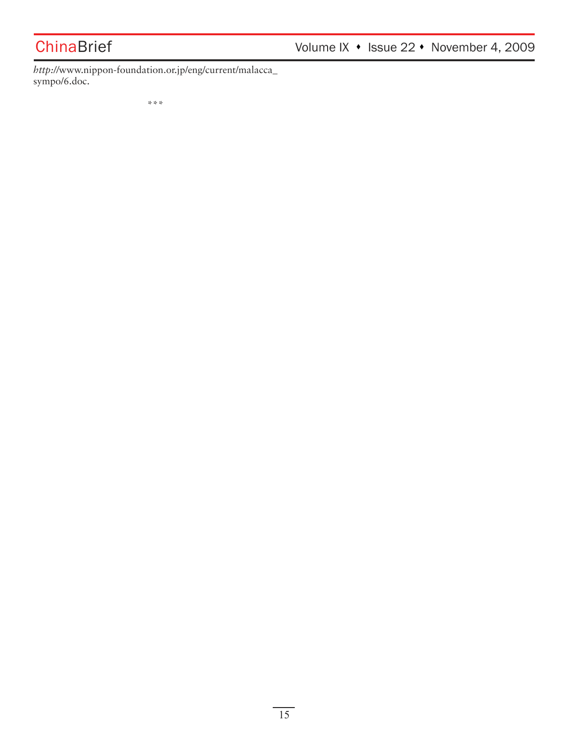*http*://www.nippon-foundation.or.jp/eng/current/malacca_sympo/6.doc.

*\*\*